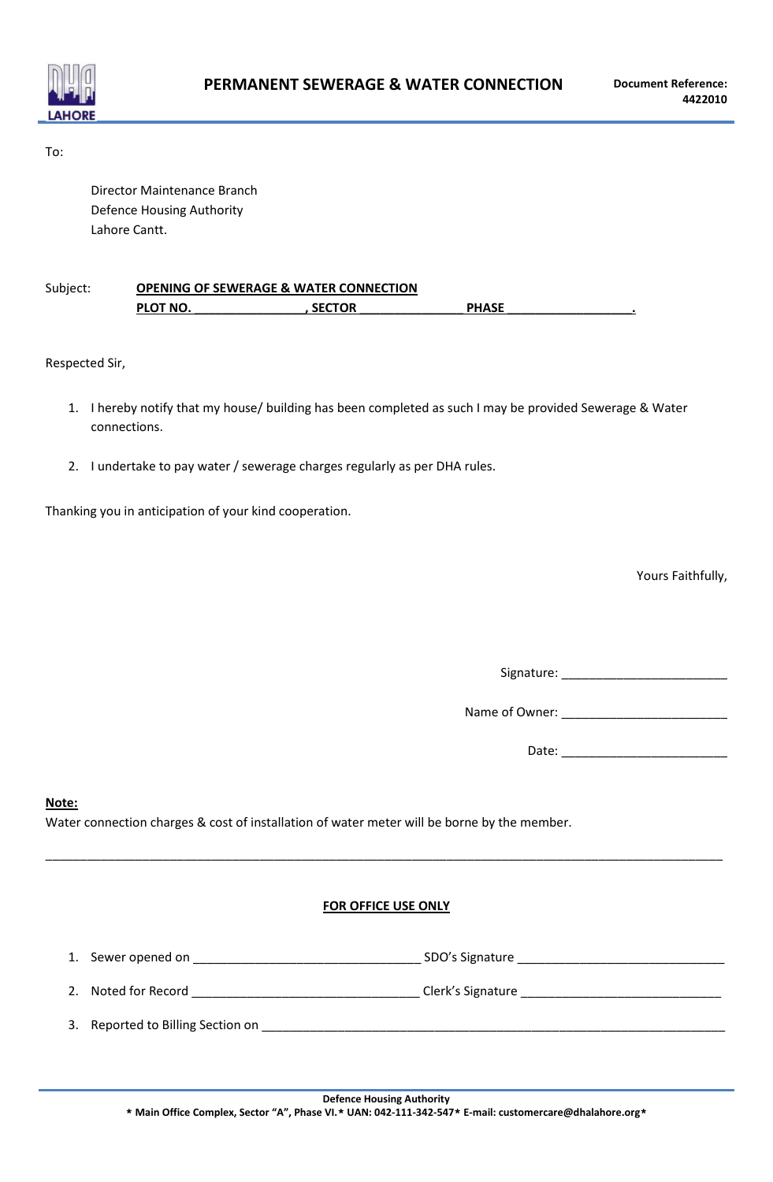# PERMANENT SEWERAGE & WATER CONNECTION

**Document Reference: 4422010**

To:

Director Maintenance Branch
Defence Housing Authority
Lahore Cantt.

Subject: **OPENING OF SEWERAGE & WATER CONNECTION**
**PLOT NO. ________________, SECTOR _______________ PHASE __________________.**

Respected Sir,

1. I hereby notify that my house/ building has been completed as such I may be provided Sewerage & Water connections.
2. I undertake to pay water / sewerage charges regularly as per DHA rules.

Thanking you in anticipation of your kind cooperation.

Yours Faithfully,

Signature: ________________________

Name of Owner: ________________________

Date: ________________________

**Note:**
Water connection charges & cost of installation of water meter will be borne by the member.

---

**FOR OFFICE USE ONLY**

1. Sewer opened on ________________________________ SDO's Signature ______________________________
2. Noted for Record ________________________________ Clerk's Signature _____________________________
3. Reported to Billing Section on _____________________________________________________________________

**Defence Housing Authority**
**\* Main Office Complex, Sector "A", Phase VI.\* UAN: 042-111-342-547\* E-mail: customercare@dhalahore.org\***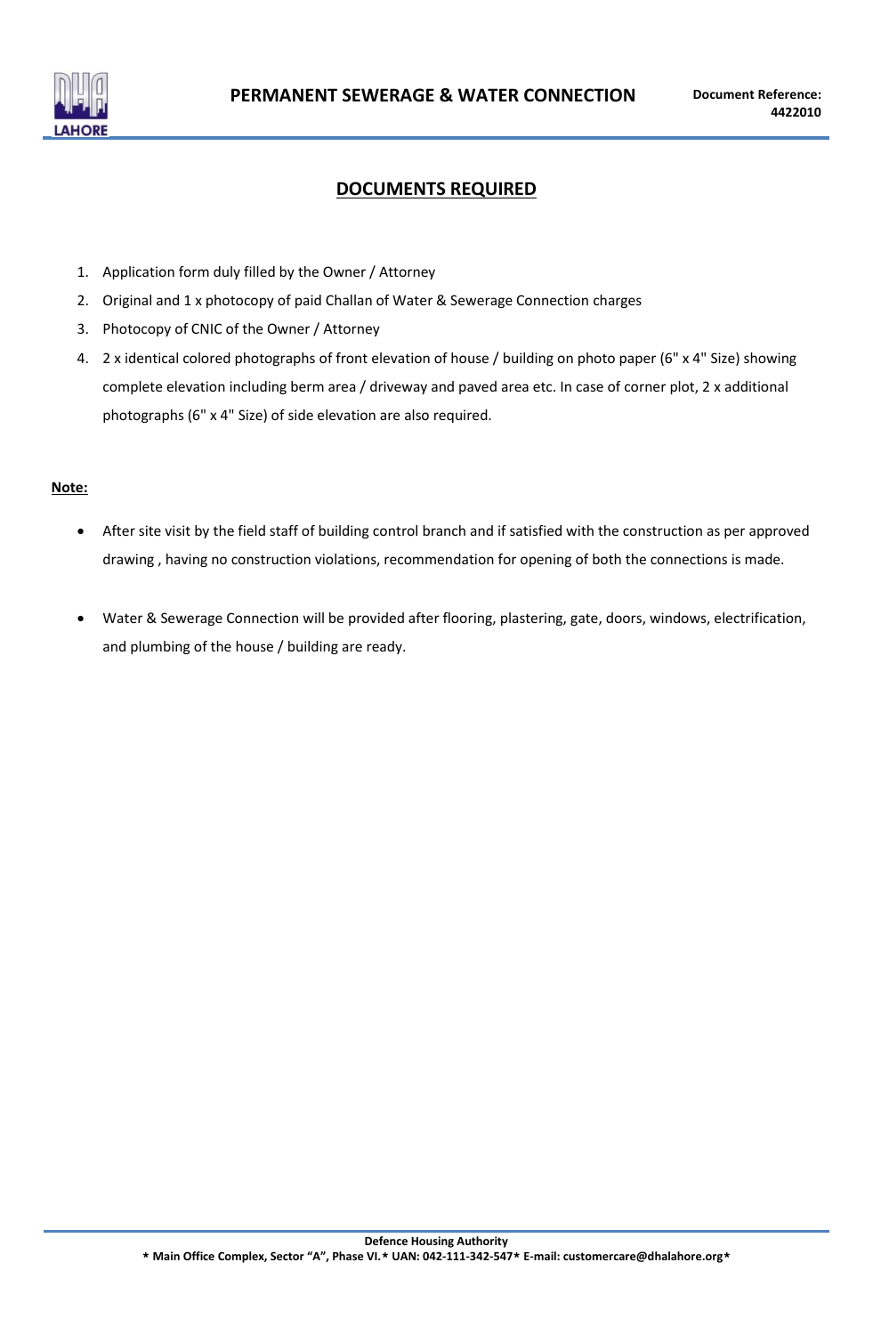## DOCUMENTS REQUIRED

1. Application form duly filled by the Owner / Attorney
2. Original and 1 x photocopy of paid Challan of Water & Sewerage Connection charges
3. Photocopy of CNIC of the Owner / Attorney
4. 2 x identical colored photographs of front elevation of house / building on photo paper (6" x 4" Size) showing complete elevation including berm area / driveway and paved area etc. In case of corner plot, 2 x additional photographs (6" x 4" Size) of side elevation are also required.

**Note:**

- After site visit by the field staff of building control branch and if satisfied with the construction as per approved drawing , having no construction violations, recommendation for opening of both the connections is made.
- Water & Sewerage Connection will be provided after flooring, plastering, gate, doors, windows, electrification, and plumbing of the house / building are ready.